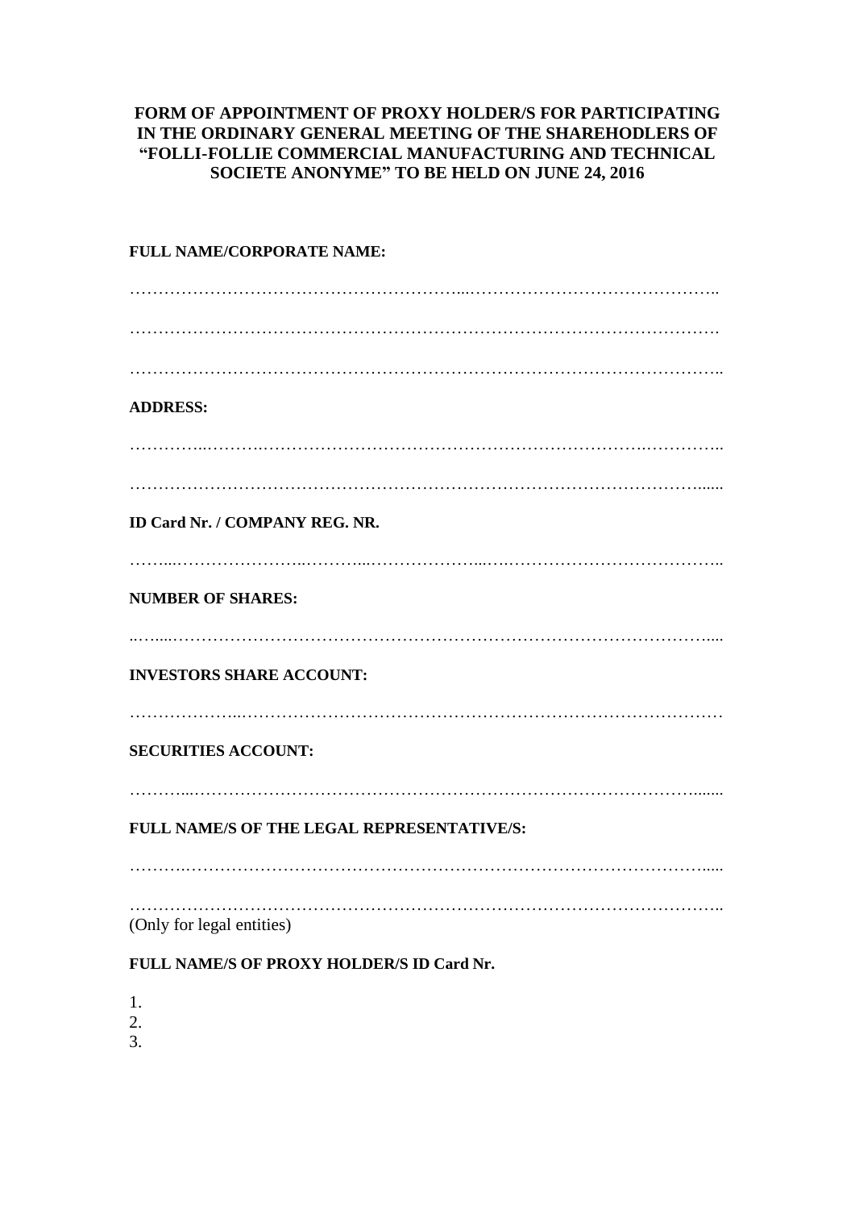**FORM OF APPOINTMENT OF PROXY HOLDER/S FOR PARTICIPATING IN THE ORDINARY GENERAL MEETING OF THE SHAREHODLERS OF "FOLLI-FOLLIE COMMERCIAL MANUFACTURING AND TECHNICAL SOCIETE ANONYME" TO BE HELD ON JUNE 24, 2016**

**FULL NAME/CORPORATE NAME:**

……………………………………………………...……………………………………..

……………………………………………………………………………………………

…………………………………………………………………………………………..

**ADDRESS:**

…………..……….………………………………………………………….…………..

…………………………………………………………………………………………......

**ID Card Nr. / COMPANY REG. NR.**

……...…………………..………...………………...….………………………………..

**NUMBER OF SHARES:**

..…....…………………………………………….…………………………………….....

**INVESTORS SHARE ACCOUNT:**

………………..……………………………………………………………………………

**SECURITIES ACCOUNT:**

………...…………………………………………………………………………….......

**FULL NAME/S OF THE LEGAL REPRESENTATIVE/S:**

……….……………………………………………………………………………….....

…………………………………………………………………………………………..
(Only for legal entities)

**FULL NAME/S OF PROXY HOLDER/S ID Card Nr.**

1.
2.
3.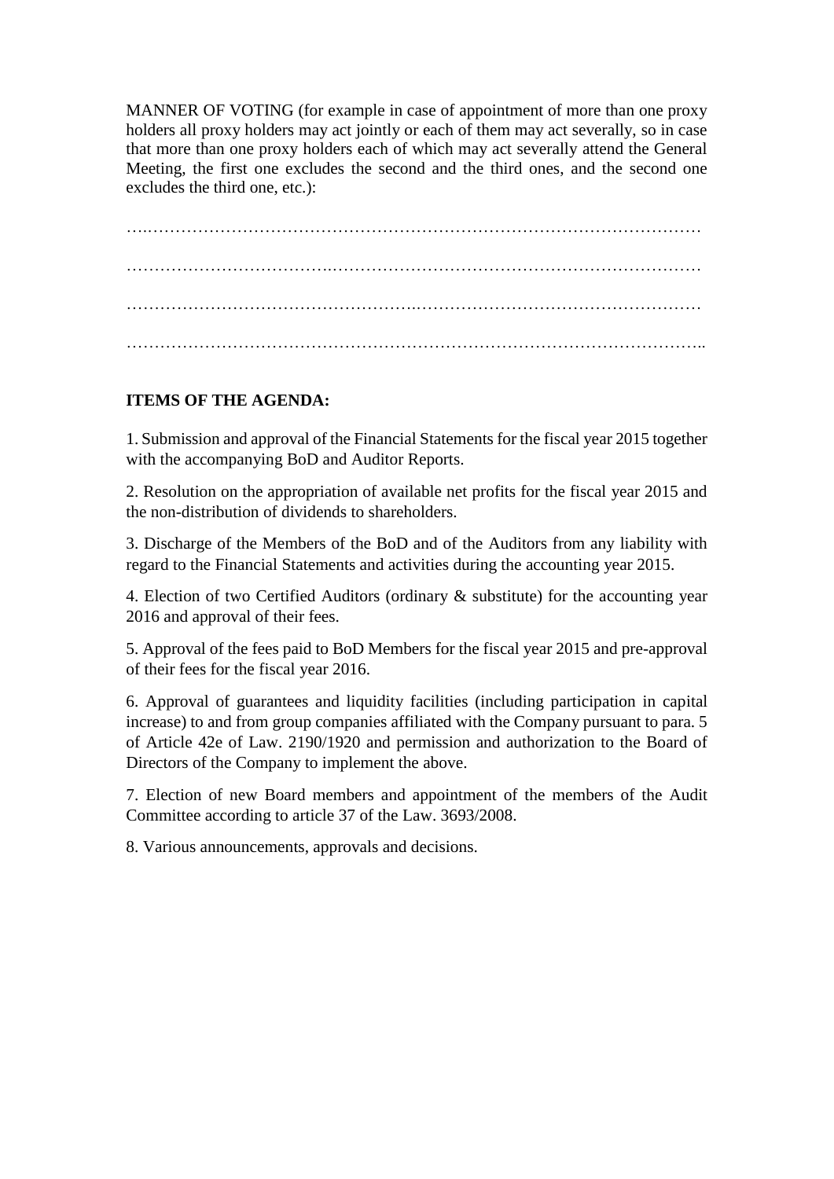MANNER OF VOTING (for example in case of appointment of more than one proxy holders all proxy holders may act jointly or each of them may act severally, so in case that more than one proxy holders each of which may act severally attend the General Meeting, the first one excludes the second and the third ones, and the second one excludes the third one, etc.):

…..……………………………………………………………………………………

……………………………….………………………………………………………

…………………………………………….…………………………………………

…………………………………………………………………………………………..

**ITEMS OF THE AGENDA:**

1. Submission and approval of the Financial Statements for the fiscal year 2015 together with the accompanying BoD and Auditor Reports.

2. Resolution on the appropriation of available net profits for the fiscal year 2015 and the non-distribution of dividends to shareholders.

3. Discharge of the Members of the BoD and of the Auditors from any liability with regard to the Financial Statements and activities during the accounting year 2015.

4. Election of two Certified Auditors (ordinary & substitute) for the accounting year 2016 and approval of their fees.

5. Approval of the fees paid to BoD Members for the fiscal year 2015 and pre-approval of their fees for the fiscal year 2016.

6. Approval of guarantees and liquidity facilities (including participation in capital increase) to and from group companies affiliated with the Company pursuant to para. 5 of Article 42e of Law. 2190/1920 and permission and authorization to the Board of Directors of the Company to implement the above.

7. Election of new Board members and appointment of the members of the Audit Committee according to article 37 of the Law. 3693/2008.

8. Various announcements, approvals and decisions.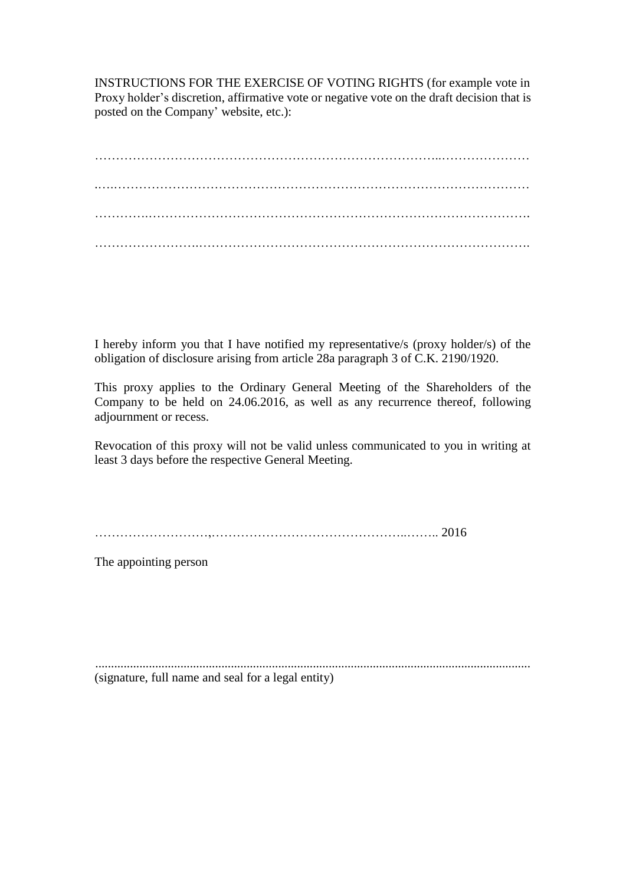INSTRUCTIONS FOR THE EXERCISE OF VOTING RIGHTS (for example vote in Proxy holder's discretion, affirmative vote or negative vote on the draft decision that is posted on the Company' website, etc.):

…………………………………………………………………………..…………………

..…..……………………………………………………………………………………

…………..……………………………………………………………………………….

……………………..……………………………………………………………………….

I hereby inform you that I have notified my representative/s (proxy holder/s) of the obligation of disclosure arising from article 28a paragraph 3 of C.K. 2190/1920.

This proxy applies to the Ordinary General Meeting of the Shareholders of the Company to be held on 24.06.2016, as well as any recurrence thereof, following adjournment or recess.

Revocation of this proxy will not be valid unless communicated to you in writing at least 3 days before the respective General Meeting.

……………………,…………………………………………..…….. 2016

The appointing person

..........................................................................................................................................

(signature, full name and seal for a legal entity)